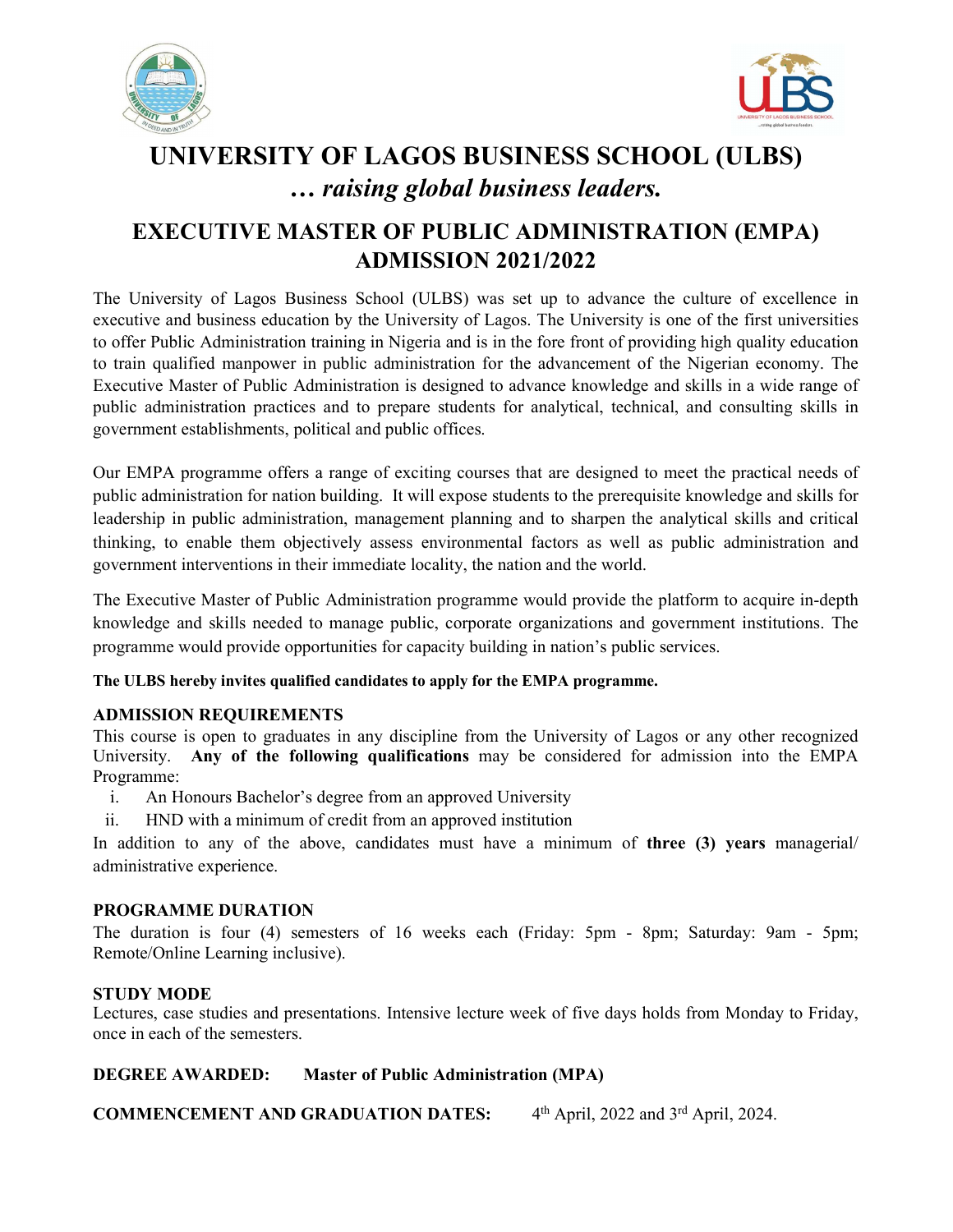# UNIVERSITY OF LAGOS BUSINESS SCHOOL (ULBS)

### *… raising global business leaders.*

## EXECUTIVE MASTER OF PUBLIC ADMINISTRATION (EMPA) ADMISSION 2021/2022

The University of Lagos Business School (ULBS) was set up to advance the culture of excellence in executive and business education by the University of Lagos. The University is one of the first universities to offer Public Administration training in Nigeria and is in the fore front of providing high quality education to train qualified manpower in public administration for the advancement of the Nigerian economy. The Executive Master of Public Administration is designed to advance knowledge and skills in a wide range of public administration practices and to prepare students for analytical, technical, and consulting skills in government establishments, political and public offices.

Our EMPA programme offers a range of exciting courses that are designed to meet the practical needs of public administration for nation building. It will expose students to the prerequisite knowledge and skills for leadership in public administration, management planning and to sharpen the analytical skills and critical thinking, to enable them objectively assess environmental factors as well as public administration and government interventions in their immediate locality, the nation and the world.

The Executive Master of Public Administration programme would provide the platform to acquire in-depth knowledge and skills needed to manage public, corporate organizations and government institutions. The programme would provide opportunities for capacity building in nation's public services.

**The ULBS hereby invites qualified candidates to apply for the EMPA programme.**

### ADMISSION REQUIREMENTS

This course is open to graduates in any discipline from the University of Lagos or any other recognized University. **Any of the following qualifications** may be considered for admission into the EMPA Programme:

i. An Honours Bachelor's degree from an approved University
ii. HND with a minimum of credit from an approved institution

In addition to any of the above, candidates must have a minimum of **three (3) years** managerial/ administrative experience.

### PROGRAMME DURATION

The duration is four (4) semesters of 16 weeks each (Friday: 5pm - 8pm; Saturday: 9am - 5pm; Remote/Online Learning inclusive).

### STUDY MODE

Lectures, case studies and presentations. Intensive lecture week of five days holds from Monday to Friday, once in each of the semesters.

**DEGREE AWARDED: Master of Public Administration (MPA)**

**COMMENCEMENT AND GRADUATION DATES:** 4th April, 2022 and 3rd April, 2024.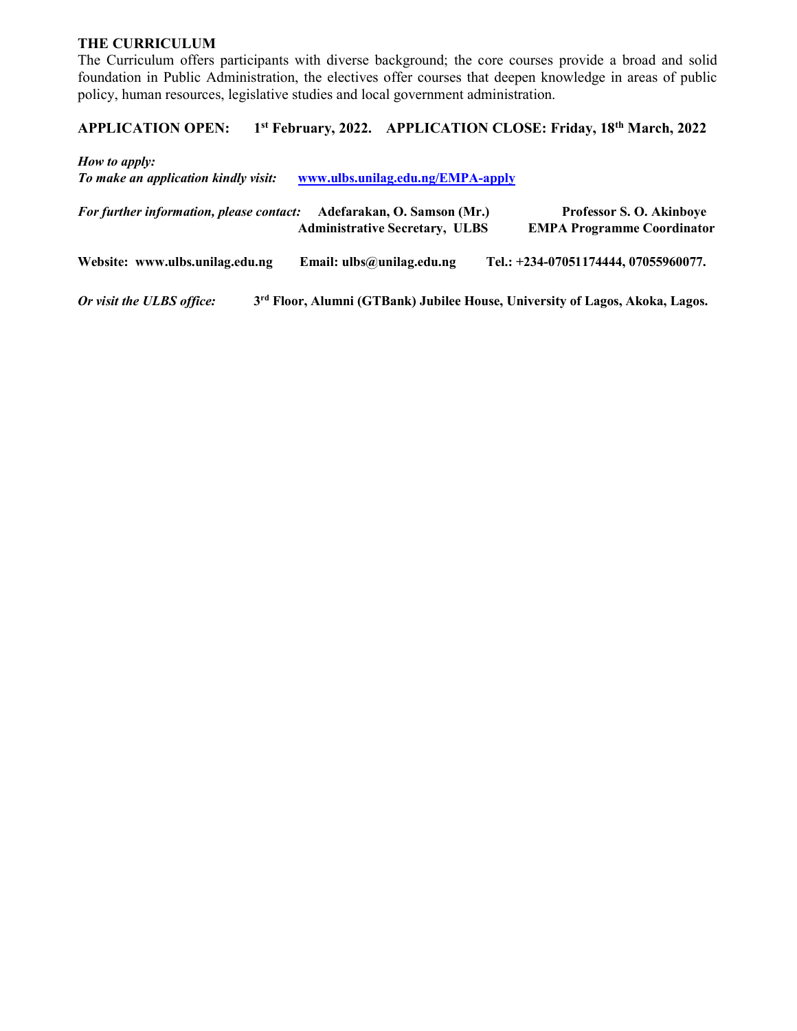## THE CURRICULUM

The Curriculum offers participants with diverse background; the core courses provide a broad and solid foundation in Public Administration, the electives offer courses that deepen knowledge in areas of public policy, human resources, legislative studies and local government administration.

**APPLICATION OPEN: 1st February, 2022. APPLICATION CLOSE: Friday, 18th March, 2022**

***How to apply:***

***To make an application kindly visit:*** **[www.ulbs.unilag.edu.ng/EMPA-apply](www.ulbs.unilag.edu.ng/EMPA-apply)**

***For further information, please contact:***

**Adefarakan, O. Samson (Mr.)**
**Administrative Secretary, ULBS**

**Professor S. O. Akinboye**
**EMPA Programme Coordinator**

**Website: www.ulbs.unilag.edu.ng** **Email: ulbs@unilag.edu.ng** **Tel.: +234-07051174444, 07055960077.**

***Or visit the ULBS office:*** **3rd Floor, Alumni (GTBank) Jubilee House, University of Lagos, Akoka, Lagos.**